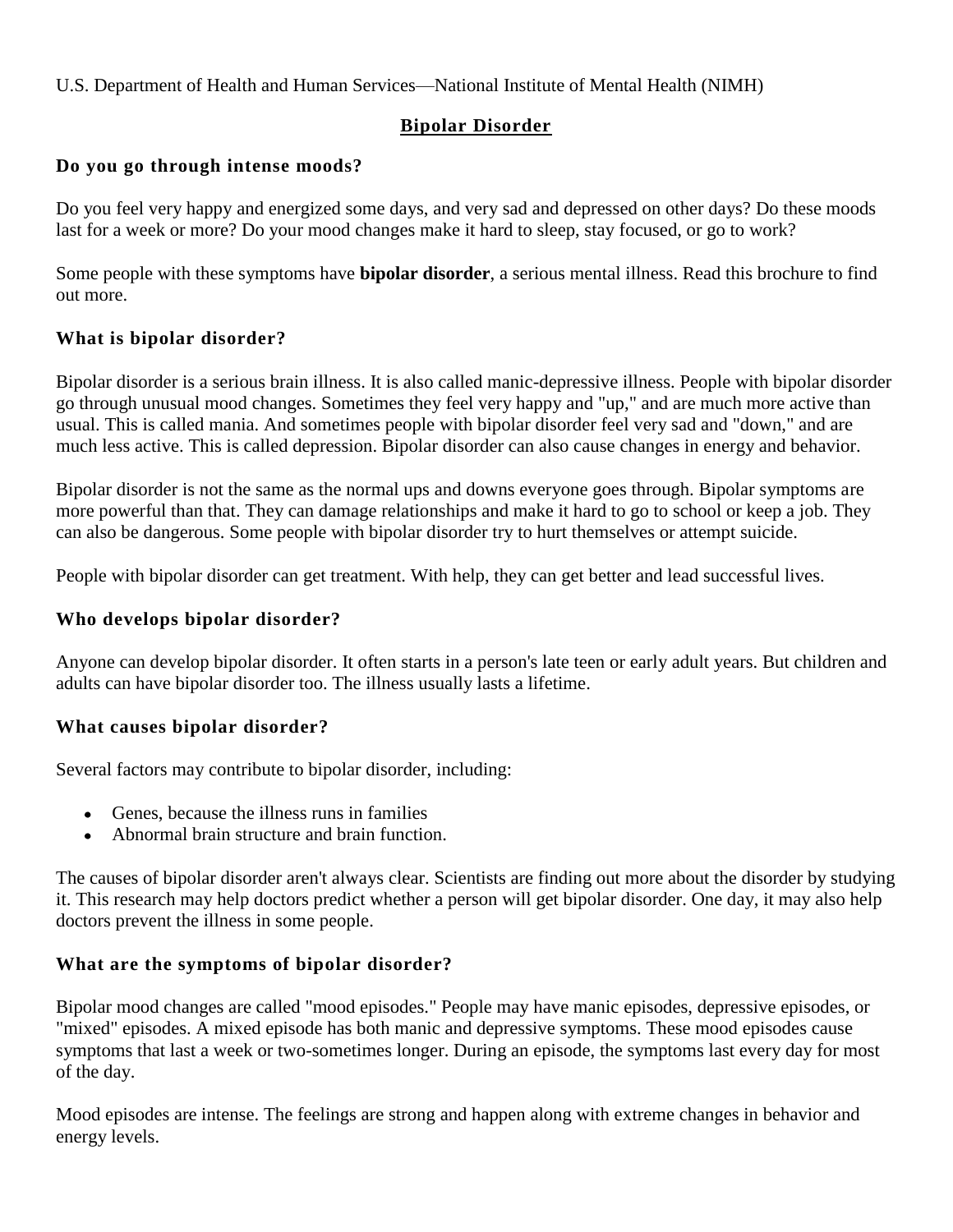U.S. Department of Health and Human Services—National Institute of Mental Health (NIMH)

# Bipolar Disorder

## Do you go through intense moods?

Do you feel very happy and energized some days, and very sad and depressed on other days? Do these moods last for a week or more? Do your mood changes make it hard to sleep, stay focused, or go to work?

Some people with these symptoms have **bipolar disorder**, a serious mental illness. Read this brochure to find out more.

## What is bipolar disorder?

Bipolar disorder is a serious brain illness. It is also called manic-depressive illness. People with bipolar disorder go through unusual mood changes. Sometimes they feel very happy and "up," and are much more active than usual. This is called mania. And sometimes people with bipolar disorder feel very sad and "down," and are much less active. This is called depression. Bipolar disorder can also cause changes in energy and behavior.

Bipolar disorder is not the same as the normal ups and downs everyone goes through. Bipolar symptoms are more powerful than that. They can damage relationships and make it hard to go to school or keep a job. They can also be dangerous. Some people with bipolar disorder try to hurt themselves or attempt suicide.

People with bipolar disorder can get treatment. With help, they can get better and lead successful lives.

## Who develops bipolar disorder?

Anyone can develop bipolar disorder. It often starts in a person's late teen or early adult years. But children and adults can have bipolar disorder too. The illness usually lasts a lifetime.

## What causes bipolar disorder?

Several factors may contribute to bipolar disorder, including:

- Genes, because the illness runs in families
- Abnormal brain structure and brain function.

The causes of bipolar disorder aren't always clear. Scientists are finding out more about the disorder by studying it. This research may help doctors predict whether a person will get bipolar disorder. One day, it may also help doctors prevent the illness in some people.

## What are the symptoms of bipolar disorder?

Bipolar mood changes are called "mood episodes." People may have manic episodes, depressive episodes, or "mixed" episodes. A mixed episode has both manic and depressive symptoms. These mood episodes cause symptoms that last a week or two-sometimes longer. During an episode, the symptoms last every day for most of the day.

Mood episodes are intense. The feelings are strong and happen along with extreme changes in behavior and energy levels.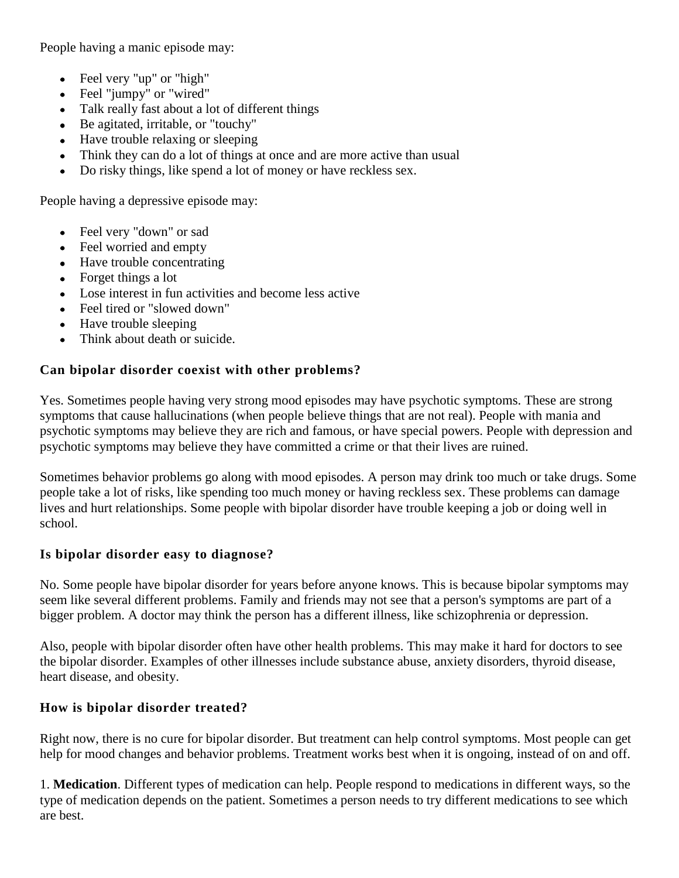People having a manic episode may:

- Feel very "up" or "high"
- Feel "jumpy" or "wired"
- Talk really fast about a lot of different things
- Be agitated, irritable, or "touchy"
- Have trouble relaxing or sleeping
- Think they can do a lot of things at once and are more active than usual
- Do risky things, like spend a lot of money or have reckless sex.

People having a depressive episode may:

- Feel very "down" or sad
- Feel worried and empty
- Have trouble concentrating
- Forget things a lot
- Lose interest in fun activities and become less active
- Feel tired or "slowed down"
- Have trouble sleeping
- Think about death or suicide.

### Can bipolar disorder coexist with other problems?

Yes. Sometimes people having very strong mood episodes may have psychotic symptoms. These are strong symptoms that cause hallucinations (when people believe things that are not real). People with mania and psychotic symptoms may believe they are rich and famous, or have special powers. People with depression and psychotic symptoms may believe they have committed a crime or that their lives are ruined.

Sometimes behavior problems go along with mood episodes. A person may drink too much or take drugs. Some people take a lot of risks, like spending too much money or having reckless sex. These problems can damage lives and hurt relationships. Some people with bipolar disorder have trouble keeping a job or doing well in school.

### Is bipolar disorder easy to diagnose?

No. Some people have bipolar disorder for years before anyone knows. This is because bipolar symptoms may seem like several different problems. Family and friends may not see that a person's symptoms are part of a bigger problem. A doctor may think the person has a different illness, like schizophrenia or depression.

Also, people with bipolar disorder often have other health problems. This may make it hard for doctors to see the bipolar disorder. Examples of other illnesses include substance abuse, anxiety disorders, thyroid disease, heart disease, and obesity.

### How is bipolar disorder treated?

Right now, there is no cure for bipolar disorder. But treatment can help control symptoms. Most people can get help for mood changes and behavior problems. Treatment works best when it is ongoing, instead of on and off.

1. **Medication**. Different types of medication can help. People respond to medications in different ways, so the type of medication depends on the patient. Sometimes a person needs to try different medications to see which are best.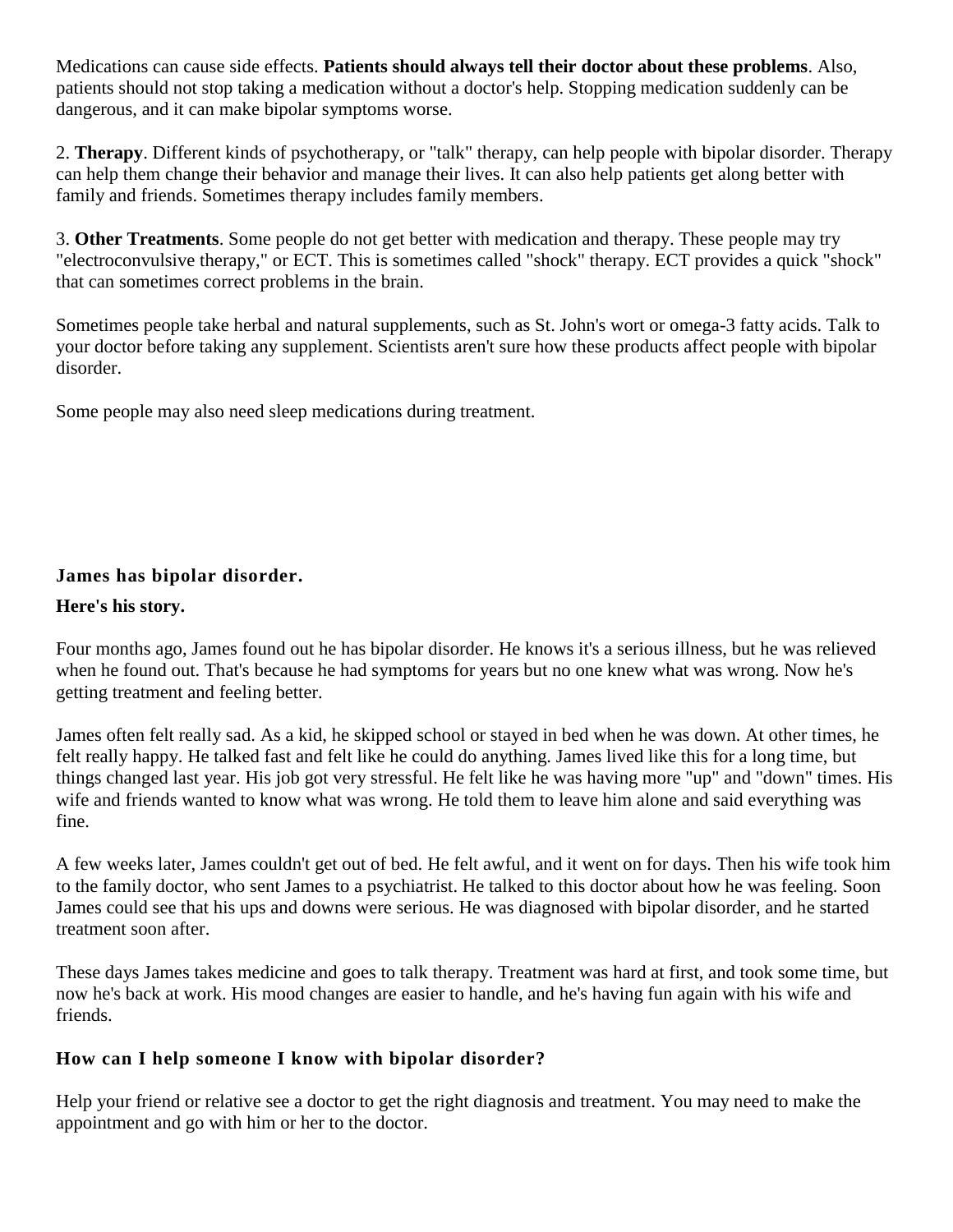Medications can cause side effects. **Patients should always tell their doctor about these problems**. Also, patients should not stop taking a medication without a doctor's help. Stopping medication suddenly can be dangerous, and it can make bipolar symptoms worse.

2. **Therapy**. Different kinds of psychotherapy, or "talk" therapy, can help people with bipolar disorder. Therapy can help them change their behavior and manage their lives. It can also help patients get along better with family and friends. Sometimes therapy includes family members.

3. **Other Treatments**. Some people do not get better with medication and therapy. These people may try "electroconvulsive therapy," or ECT. This is sometimes called "shock" therapy. ECT provides a quick "shock" that can sometimes correct problems in the brain.

Sometimes people take herbal and natural supplements, such as St. John's wort or omega-3 fatty acids. Talk to your doctor before taking any supplement. Scientists aren't sure how these products affect people with bipolar disorder.

Some people may also need sleep medications during treatment.

### James has bipolar disorder.

**Here's his story.**

Four months ago, James found out he has bipolar disorder. He knows it's a serious illness, but he was relieved when he found out. That's because he had symptoms for years but no one knew what was wrong. Now he's getting treatment and feeling better.

James often felt really sad. As a kid, he skipped school or stayed in bed when he was down. At other times, he felt really happy. He talked fast and felt like he could do anything. James lived like this for a long time, but things changed last year. His job got very stressful. He felt like he was having more "up" and "down" times. His wife and friends wanted to know what was wrong. He told them to leave him alone and said everything was fine.

A few weeks later, James couldn't get out of bed. He felt awful, and it went on for days. Then his wife took him to the family doctor, who sent James to a psychiatrist. He talked to this doctor about how he was feeling. Soon James could see that his ups and downs were serious. He was diagnosed with bipolar disorder, and he started treatment soon after.

These days James takes medicine and goes to talk therapy. Treatment was hard at first, and took some time, but now he's back at work. His mood changes are easier to handle, and he's having fun again with his wife and friends.

### How can I help someone I know with bipolar disorder?

Help your friend or relative see a doctor to get the right diagnosis and treatment. You may need to make the appointment and go with him or her to the doctor.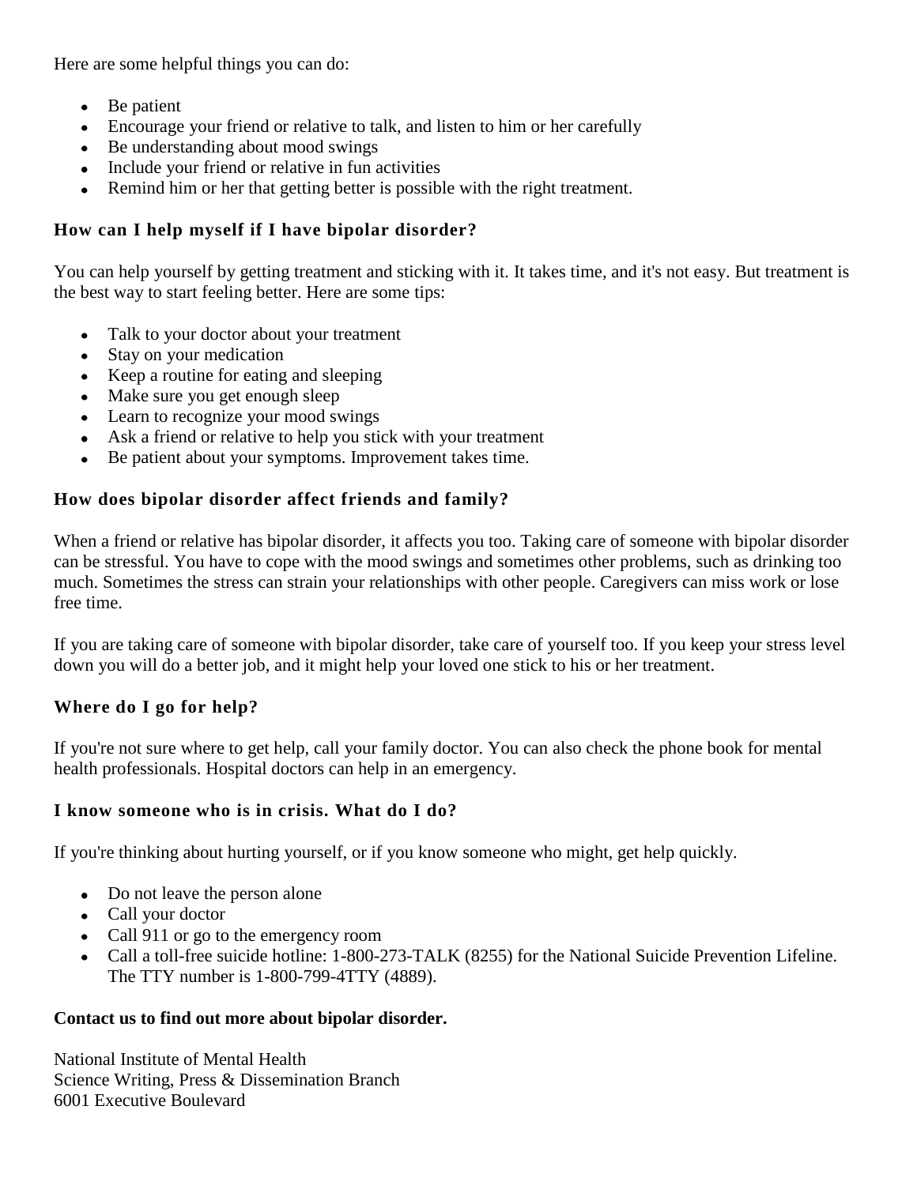Here are some helpful things you can do:

- Be patient
- Encourage your friend or relative to talk, and listen to him or her carefully
- Be understanding about mood swings
- Include your friend or relative in fun activities
- Remind him or her that getting better is possible with the right treatment.

### How can I help myself if I have bipolar disorder?

You can help yourself by getting treatment and sticking with it. It takes time, and it's not easy. But treatment is the best way to start feeling better. Here are some tips:

- Talk to your doctor about your treatment
- Stay on your medication
- Keep a routine for eating and sleeping
- Make sure you get enough sleep
- Learn to recognize your mood swings
- Ask a friend or relative to help you stick with your treatment
- Be patient about your symptoms. Improvement takes time.

### How does bipolar disorder affect friends and family?

When a friend or relative has bipolar disorder, it affects you too. Taking care of someone with bipolar disorder can be stressful. You have to cope with the mood swings and sometimes other problems, such as drinking too much. Sometimes the stress can strain your relationships with other people. Caregivers can miss work or lose free time.

If you are taking care of someone with bipolar disorder, take care of yourself too. If you keep your stress level down you will do a better job, and it might help your loved one stick to his or her treatment.

### Where do I go for help?

If you're not sure where to get help, call your family doctor. You can also check the phone book for mental health professionals. Hospital doctors can help in an emergency.

### I know someone who is in crisis. What do I do?

If you're thinking about hurting yourself, or if you know someone who might, get help quickly.

- Do not leave the person alone
- Call your doctor
- Call 911 or go to the emergency room
- Call a toll-free suicide hotline: 1-800-273-TALK (8255) for the National Suicide Prevention Lifeline. The TTY number is 1-800-799-4TTY (4889).

**Contact us to find out more about bipolar disorder.**

National Institute of Mental Health
Science Writing, Press & Dissemination Branch
6001 Executive Boulevard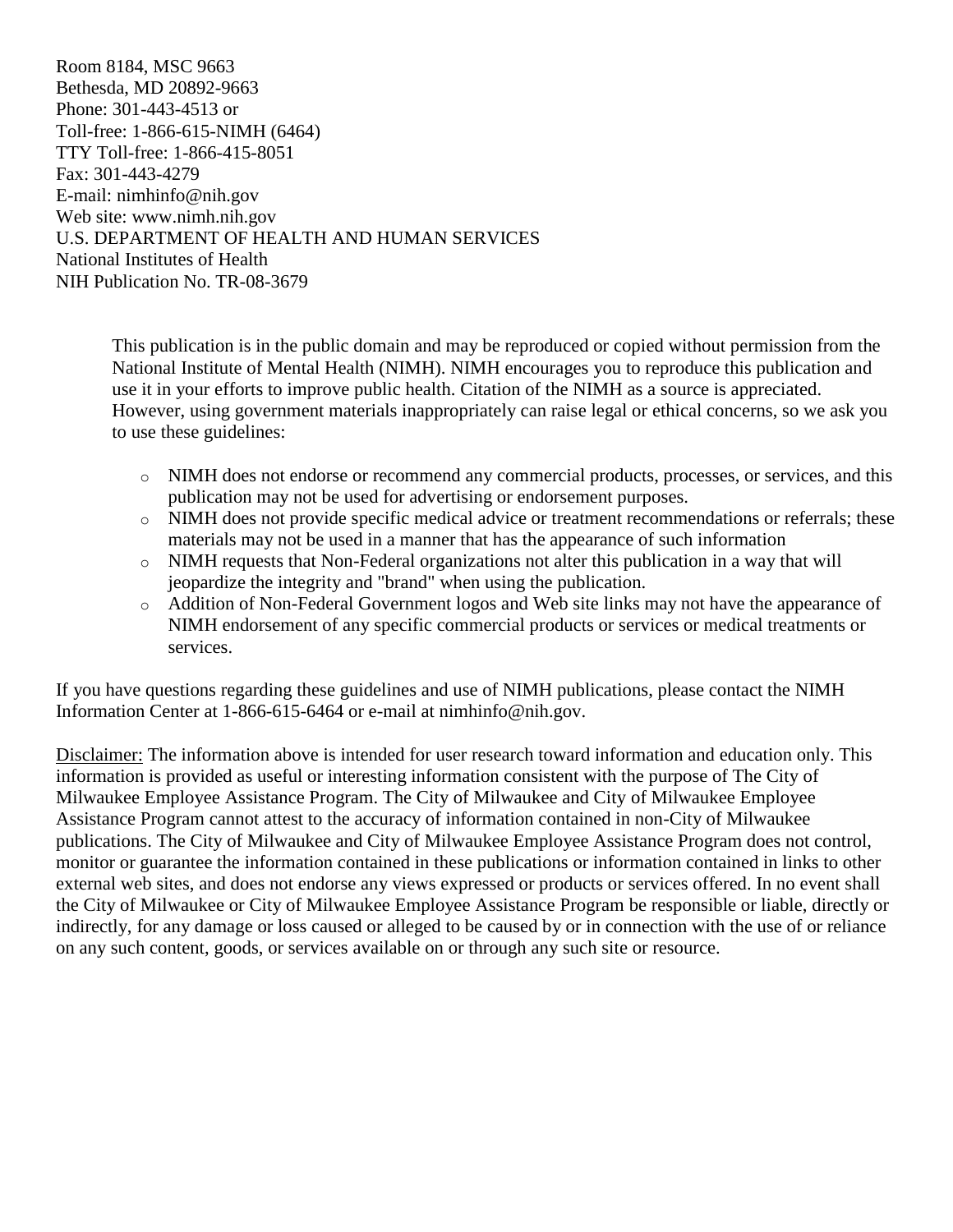Room 8184, MSC 9663
Bethesda, MD 20892-9663
Phone: 301-443-4513 or
Toll-free: 1-866-615-NIMH (6464)
TTY Toll-free: 1-866-415-8051
Fax: 301-443-4279
E-mail: nimhinfo@nih.gov
Web site: www.nimh.nih.gov
U.S. DEPARTMENT OF HEALTH AND HUMAN SERVICES
National Institutes of Health
NIH Publication No. TR-08-3679

This publication is in the public domain and may be reproduced or copied without permission from the National Institute of Mental Health (NIMH). NIMH encourages you to reproduce this publication and use it in your efforts to improve public health. Citation of the NIMH as a source is appreciated. However, using government materials inappropriately can raise legal or ethical concerns, so we ask you to use these guidelines:

- NIMH does not endorse or recommend any commercial products, processes, or services, and this publication may not be used for advertising or endorsement purposes.
- NIMH does not provide specific medical advice or treatment recommendations or referrals; these materials may not be used in a manner that has the appearance of such information
- NIMH requests that Non-Federal organizations not alter this publication in a way that will jeopardize the integrity and "brand" when using the publication.
- Addition of Non-Federal Government logos and Web site links may not have the appearance of NIMH endorsement of any specific commercial products or services or medical treatments or services.

If you have questions regarding these guidelines and use of NIMH publications, please contact the NIMH Information Center at 1-866-615-6464 or e-mail at nimhinfo@nih.gov.

Disclaimer: The information above is intended for user research toward information and education only. This information is provided as useful or interesting information consistent with the purpose of The City of Milwaukee Employee Assistance Program. The City of Milwaukee and City of Milwaukee Employee Assistance Program cannot attest to the accuracy of information contained in non-City of Milwaukee publications. The City of Milwaukee and City of Milwaukee Employee Assistance Program does not control, monitor or guarantee the information contained in these publications or information contained in links to other external web sites, and does not endorse any views expressed or products or services offered. In no event shall the City of Milwaukee or City of Milwaukee Employee Assistance Program be responsible or liable, directly or indirectly, for any damage or loss caused or alleged to be caused by or in connection with the use of or reliance on any such content, goods, or services available on or through any such site or resource.